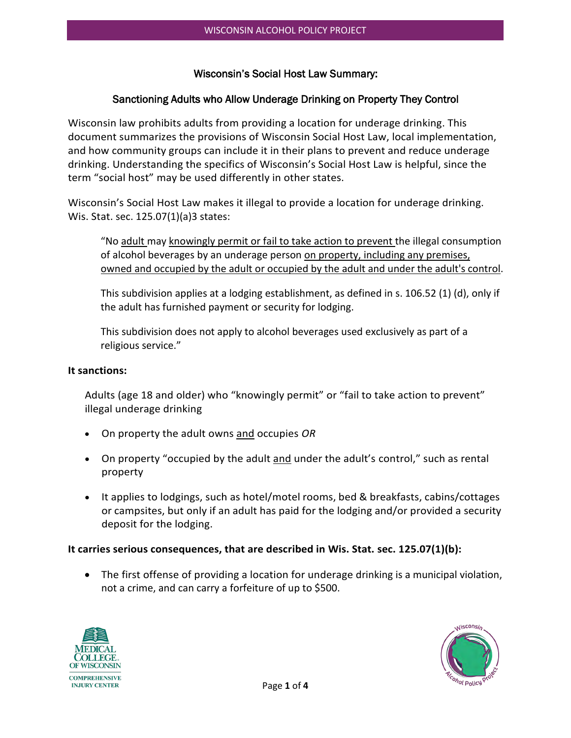# Wisconsin's Social Host Law Summary:

## Sanctioning Adults who Allow Underage Drinking on Property They Control

Wisconsin law prohibits adults from providing a location for underage drinking. This document summarizes the provisions of Wisconsin Social Host Law, local implementation, and how community groups can include it in their plans to prevent and reduce underage drinking. Understanding the specifics of Wisconsin's Social Host Law is helpful, since the term "social host" may be used differently in other states.

Wisconsin's Social Host Law makes it illegal to provide a location for underage drinking. Wis. Stat. sec. 125.07(1)(a)3 states:

> "No adult may knowingly permit or fail to take action to prevent the illegal consumption of alcohol beverages by an underage person on property, including any premises, owned and occupied by the adult or occupied by the adult and under the adult's control.
>
> This subdivision applies at a lodging establishment, as defined in s. 106.52 (1) (d), only if the adult has furnished payment or security for lodging.
>
> This subdivision does not apply to alcohol beverages used exclusively as part of a religious service."

**It sanctions:**

Adults (age 18 and older) who "knowingly permit" or "fail to take action to prevent" illegal underage drinking

- On property the adult owns and occupies *OR*
- On property "occupied by the adult and under the adult's control," such as rental property
- It applies to lodgings, such as hotel/motel rooms, bed & breakfasts, cabins/cottages or campsites, but only if an adult has paid for the lodging and/or provided a security deposit for the lodging.

**It carries serious consequences, that are described in Wis. Stat. sec. 125.07(1)(b):**

- The first offense of providing a location for underage drinking is a municipal violation, not a crime, and can carry a forfeiture of up to $500.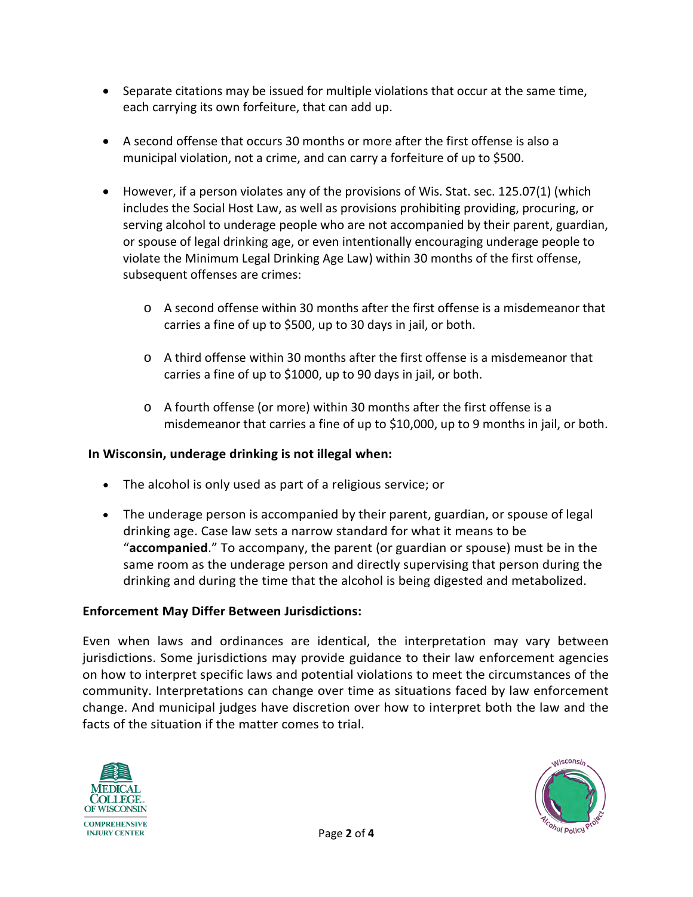- Separate citations may be issued for multiple violations that occur at the same time, each carrying its own forfeiture, that can add up.
- A second offense that occurs 30 months or more after the first offense is also a municipal violation, not a crime, and can carry a forfeiture of up to $500.
- However, if a person violates any of the provisions of Wis. Stat. sec. 125.07(1) (which includes the Social Host Law, as well as provisions prohibiting providing, procuring, or serving alcohol to underage people who are not accompanied by their parent, guardian, or spouse of legal drinking age, or even intentionally encouraging underage people to violate the Minimum Legal Drinking Age Law) within 30 months of the first offense, subsequent offenses are crimes:
    - A second offense within 30 months after the first offense is a misdemeanor that carries a fine of up to $500, up to 30 days in jail, or both.
    - A third offense within 30 months after the first offense is a misdemeanor that carries a fine of up to $1000, up to 90 days in jail, or both.
    - A fourth offense (or more) within 30 months after the first offense is a misdemeanor that carries a fine of up to $10,000, up to 9 months in jail, or both.

**In Wisconsin, underage drinking is not illegal when:**

- The alcohol is only used as part of a religious service; or
- The underage person is accompanied by their parent, guardian, or spouse of legal drinking age. Case law sets a narrow standard for what it means to be "**accompanied**." To accompany, the parent (or guardian or spouse) must be in the same room as the underage person and directly supervising that person during the drinking and during the time that the alcohol is being digested and metabolized.

**Enforcement May Differ Between Jurisdictions:**

Even when laws and ordinances are identical, the interpretation may vary between jurisdictions. Some jurisdictions may provide guidance to their law enforcement agencies on how to interpret specific laws and potential violations to meet the circumstances of the community. Interpretations can change over time as situations faced by law enforcement change. And municipal judges have discretion over how to interpret both the law and the facts of the situation if the matter comes to trial.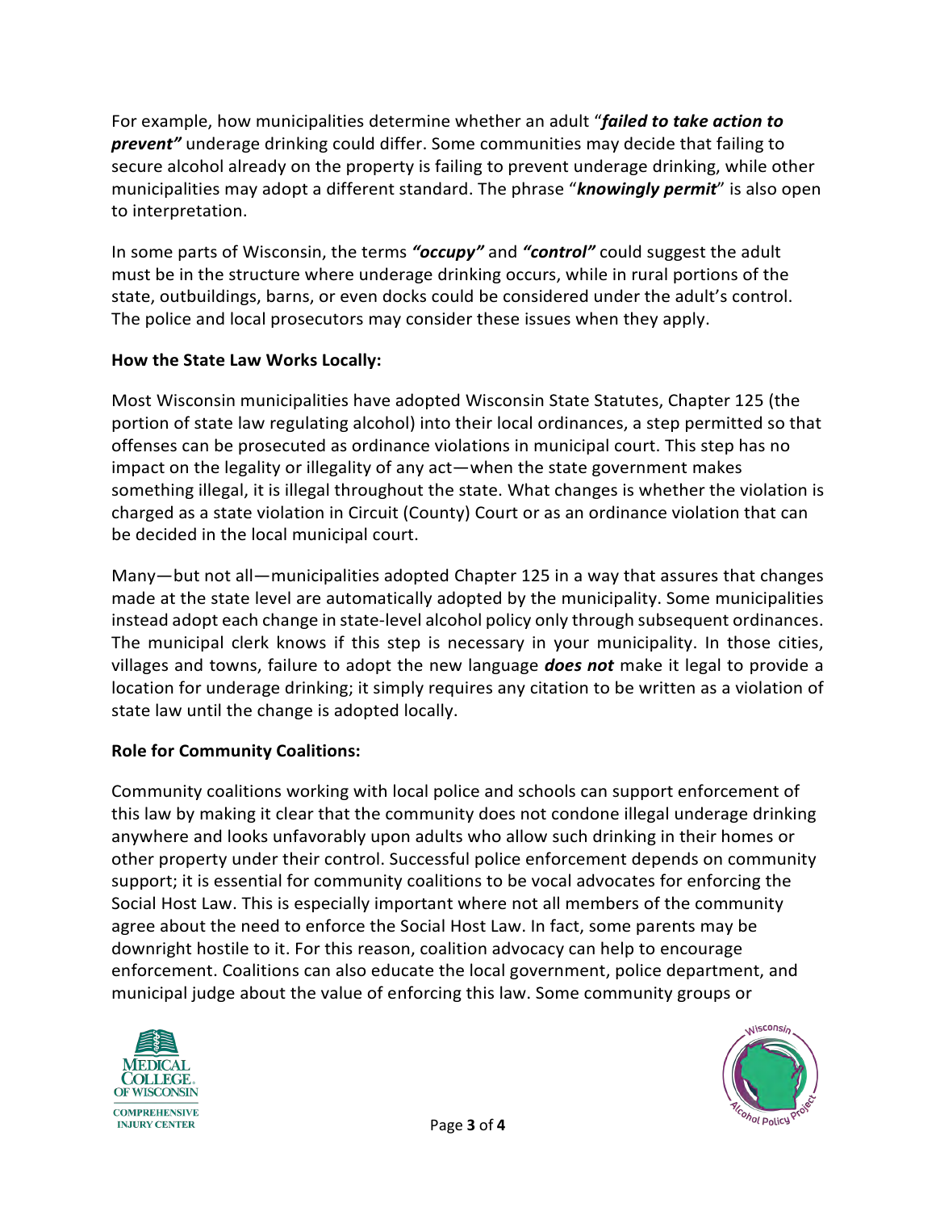For example, how municipalities determine whether an adult "***failed to take action to prevent"*** underage drinking could differ. Some communities may decide that failing to secure alcohol already on the property is failing to prevent underage drinking, while other municipalities may adopt a different standard. The phrase "***knowingly permit***" is also open to interpretation.

In some parts of Wisconsin, the terms ***"occupy"*** and ***"control"*** could suggest the adult must be in the structure where underage drinking occurs, while in rural portions of the state, outbuildings, barns, or even docks could be considered under the adult's control. The police and local prosecutors may consider these issues when they apply.

**How the State Law Works Locally:**

Most Wisconsin municipalities have adopted Wisconsin State Statutes, Chapter 125 (the portion of state law regulating alcohol) into their local ordinances, a step permitted so that offenses can be prosecuted as ordinance violations in municipal court. This step has no impact on the legality or illegality of any act—when the state government makes something illegal, it is illegal throughout the state. What changes is whether the violation is charged as a state violation in Circuit (County) Court or as an ordinance violation that can be decided in the local municipal court.

Many—but not all—municipalities adopted Chapter 125 in a way that assures that changes made at the state level are automatically adopted by the municipality. Some municipalities instead adopt each change in state-level alcohol policy only through subsequent ordinances. The municipal clerk knows if this step is necessary in your municipality. In those cities, villages and towns, failure to adopt the new language ***does not*** make it legal to provide a location for underage drinking; it simply requires any citation to be written as a violation of state law until the change is adopted locally.

**Role for Community Coalitions:**

Community coalitions working with local police and schools can support enforcement of this law by making it clear that the community does not condone illegal underage drinking anywhere and looks unfavorably upon adults who allow such drinking in their homes or other property under their control. Successful police enforcement depends on community support; it is essential for community coalitions to be vocal advocates for enforcing the Social Host Law. This is especially important where not all members of the community agree about the need to enforce the Social Host Law. In fact, some parents may be downright hostile to it. For this reason, coalition advocacy can help to encourage enforcement. Coalitions can also educate the local government, police department, and municipal judge about the value of enforcing this law. Some community groups or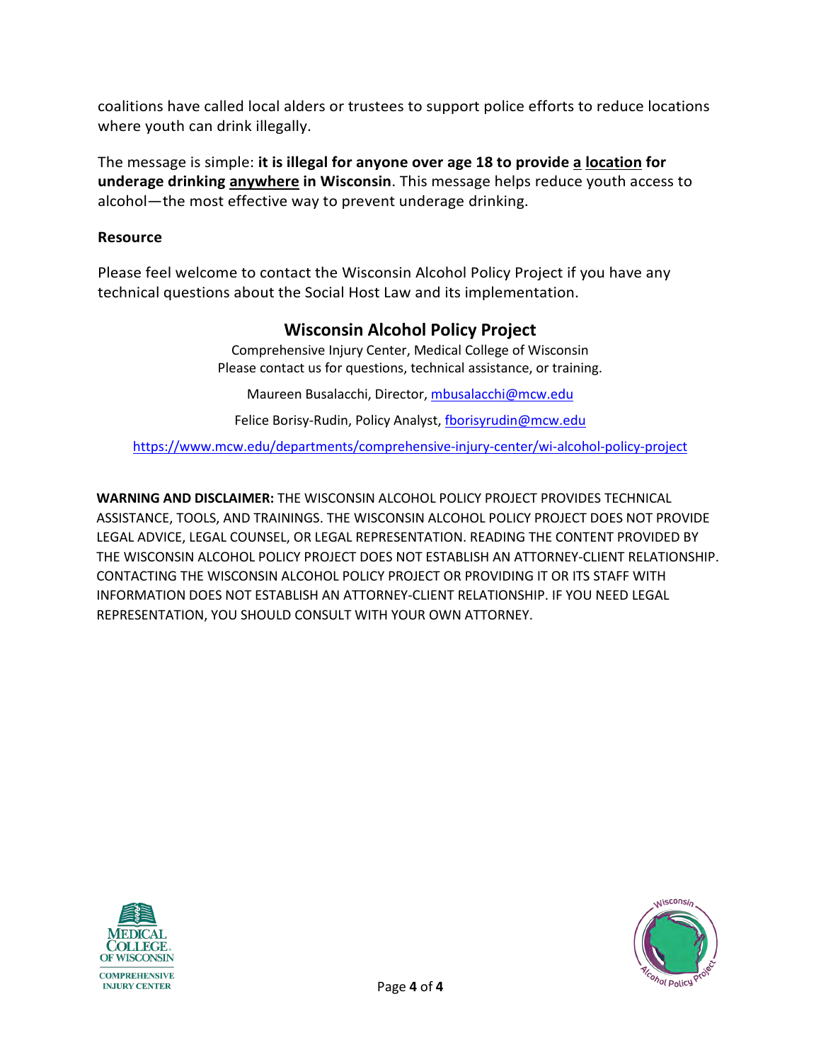coalitions have called local alders or trustees to support police efforts to reduce locations where youth can drink illegally.

The message is simple: **it is illegal for anyone over age 18 to provide a location for underage drinking anywhere in Wisconsin**. This message helps reduce youth access to alcohol—the most effective way to prevent underage drinking.

**Resource**

Please feel welcome to contact the Wisconsin Alcohol Policy Project if you have any technical questions about the Social Host Law and its implementation.

## Wisconsin Alcohol Policy Project

Comprehensive Injury Center, Medical College of Wisconsin
Please contact us for questions, technical assistance, or training.

Maureen Busalacchi, Director, mbusalacchi@mcw.edu

Felice Borisy-Rudin, Policy Analyst, fborisyrudin@mcw.edu

https://www.mcw.edu/departments/comprehensive-injury-center/wi-alcohol-policy-project

**WARNING AND DISCLAIMER:** THE WISCONSIN ALCOHOL POLICY PROJECT PROVIDES TECHNICAL ASSISTANCE, TOOLS, AND TRAININGS. THE WISCONSIN ALCOHOL POLICY PROJECT DOES NOT PROVIDE LEGAL ADVICE, LEGAL COUNSEL, OR LEGAL REPRESENTATION. READING THE CONTENT PROVIDED BY THE WISCONSIN ALCOHOL POLICY PROJECT DOES NOT ESTABLISH AN ATTORNEY-CLIENT RELATIONSHIP. CONTACTING THE WISCONSIN ALCOHOL POLICY PROJECT OR PROVIDING IT OR ITS STAFF WITH INFORMATION DOES NOT ESTABLISH AN ATTORNEY-CLIENT RELATIONSHIP. IF YOU NEED LEGAL REPRESENTATION, YOU SHOULD CONSULT WITH YOUR OWN ATTORNEY.